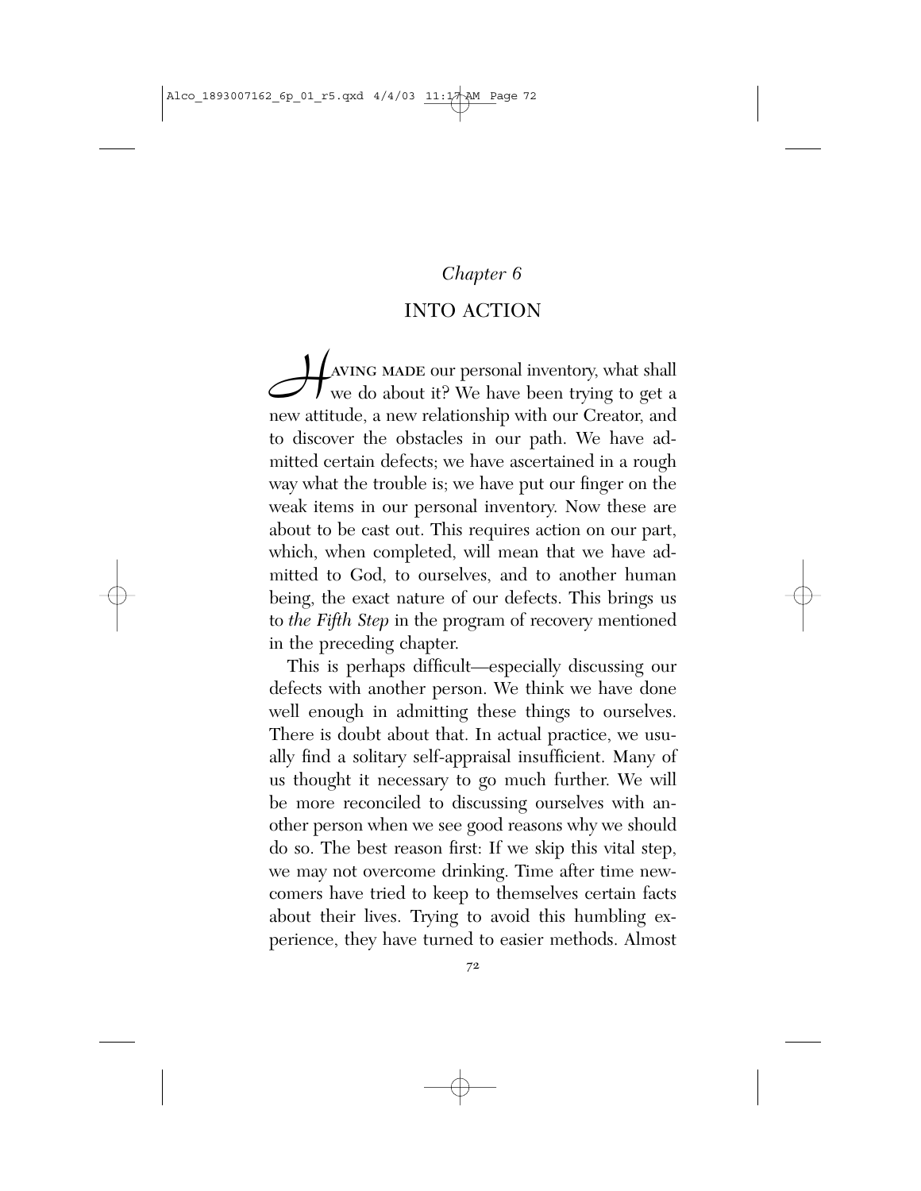*Chapter 6*

# INTO ACTION

Having made our personal inventory, what shall we do about it? We have been trying to get a new attitude, a new relationship with our Creator, and to discover the obstacles in our path. We have admitted certain defects; we have ascertained in a rough way what the trouble is; we have put our finger on the weak items in our personal inventory. Now these are about to be cast out. This requires action on our part, which, when completed, will mean that we have admitted to God, to ourselves, and to another human being, the exact nature of our defects. This brings us to *the Fifth Step* in the program of recovery mentioned in the preceding chapter.

This is perhaps difficult—especially discussing our defects with another person. We think we have done well enough in admitting these things to ourselves. There is doubt about that. In actual practice, we usually find a solitary self-appraisal insufficient. Many of us thought it necessary to go much further. We will be more reconciled to discussing ourselves with another person when we see good reasons why we should do so. The best reason first: If we skip this vital step, we may not overcome drinking. Time after time newcomers have tried to keep to themselves certain facts about their lives. Trying to avoid this humbling experience, they have turned to easier methods. Almost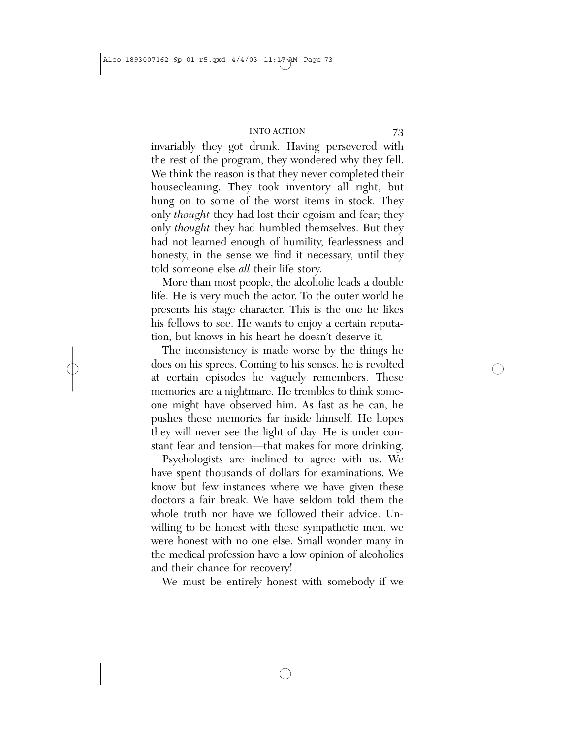invariably they got drunk. Having persevered with the rest of the program, they wondered why they fell. We think the reason is that they never completed their housecleaning. They took inventory all right, but hung on to some of the worst items in stock. They only *thought* they had lost their egoism and fear; they only *thought* they had humbled themselves. But they had not learned enough of humility, fearlessness and honesty, in the sense we find it necessary, until they told someone else *all* their life story.

More than most people, the alcoholic leads a double life. He is very much the actor. To the outer world he presents his stage character. This is the one he likes his fellows to see. He wants to enjoy a certain reputation, but knows in his heart he doesn't deserve it.

The inconsistency is made worse by the things he does on his sprees. Coming to his senses, he is revolted at certain episodes he vaguely remembers. These memories are a nightmare. He trembles to think someone might have observed him. As fast as he can, he pushes these memories far inside himself. He hopes they will never see the light of day. He is under constant fear and tension—that makes for more drinking.

Psychologists are inclined to agree with us. We have spent thousands of dollars for examinations. We know but few instances where we have given these doctors a fair break. We have seldom told them the whole truth nor have we followed their advice. Unwilling to be honest with these sympathetic men, we were honest with no one else. Small wonder many in the medical profession have a low opinion of alcoholics and their chance for recovery!

We must be entirely honest with somebody if we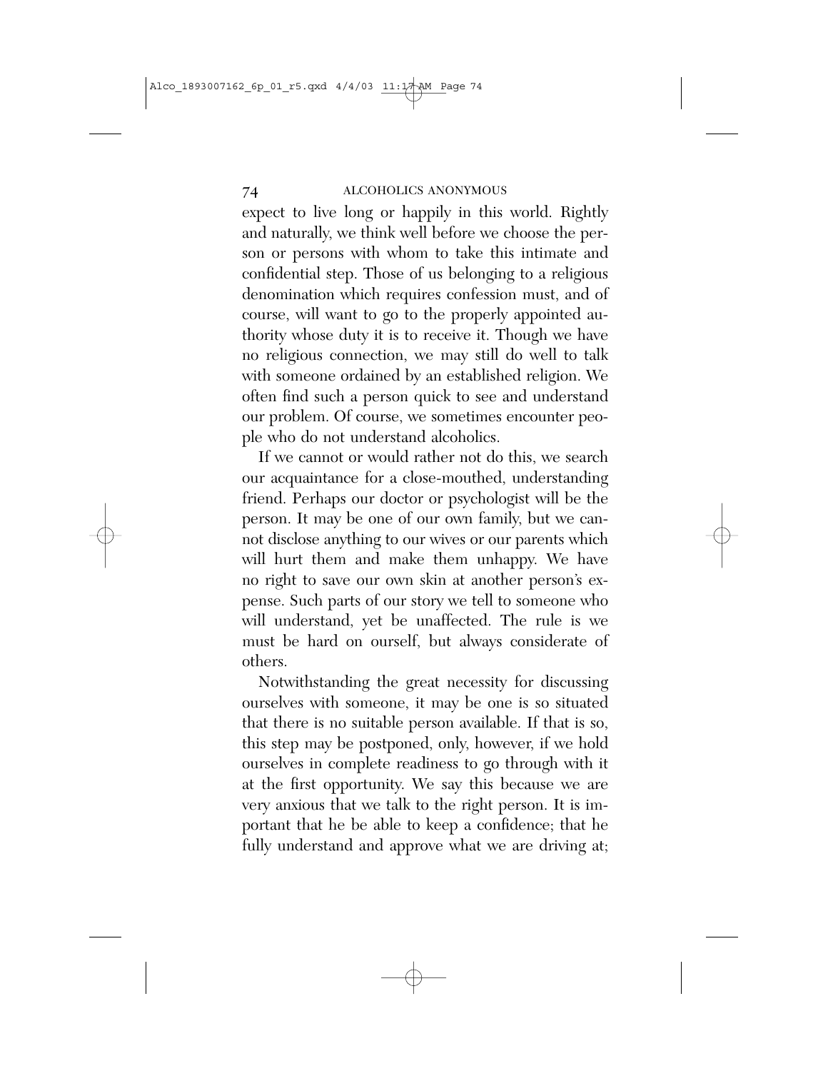expect to live long or happily in this world. Rightly and naturally, we think well before we choose the person or persons with whom to take this intimate and confidential step. Those of us belonging to a religious denomination which requires confession must, and of course, will want to go to the properly appointed authority whose duty it is to receive it. Though we have no religious connection, we may still do well to talk with someone ordained by an established religion. We often find such a person quick to see and understand our problem. Of course, we sometimes encounter people who do not understand alcoholics.

If we cannot or would rather not do this, we search our acquaintance for a close-mouthed, understanding friend. Perhaps our doctor or psychologist will be the person. It may be one of our own family, but we cannot disclose anything to our wives or our parents which will hurt them and make them unhappy. We have no right to save our own skin at another person's expense. Such parts of our story we tell to someone who will understand, yet be unaffected. The rule is we must be hard on ourself, but always considerate of others.

Notwithstanding the great necessity for discussing ourselves with someone, it may be one is so situated that there is no suitable person available. If that is so, this step may be postponed, only, however, if we hold ourselves in complete readiness to go through with it at the first opportunity. We say this because we are very anxious that we talk to the right person. It is important that he be able to keep a confidence; that he fully understand and approve what we are driving at;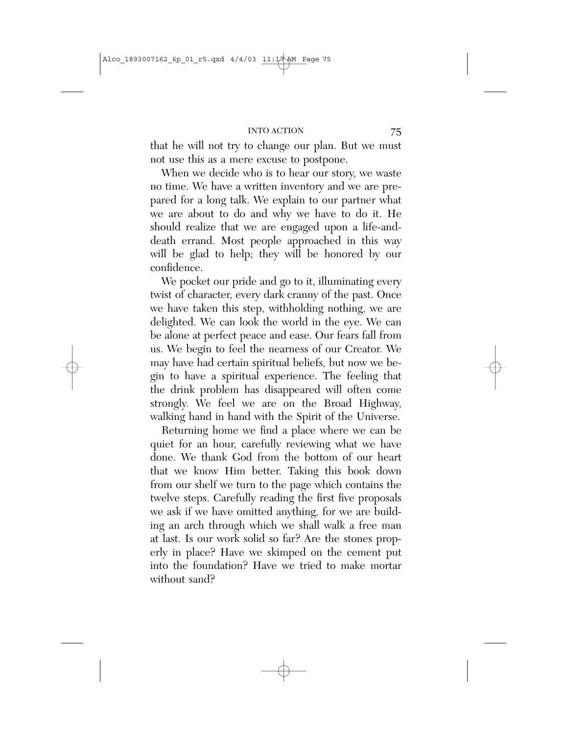that he will not try to change our plan. But we must not use this as a mere excuse to postpone.

When we decide who is to hear our story, we waste no time. We have a written inventory and we are prepared for a long talk. We explain to our partner what we are about to do and why we have to do it. He should realize that we are engaged upon a life-and-death errand. Most people approached in this way will be glad to help; they will be honored by our confidence.

We pocket our pride and go to it, illuminating every twist of character, every dark cranny of the past. Once we have taken this step, withholding nothing, we are delighted. We can look the world in the eye. We can be alone at perfect peace and ease. Our fears fall from us. We begin to feel the nearness of our Creator. We may have had certain spiritual beliefs, but now we begin to have a spiritual experience. The feeling that the drink problem has disappeared will often come strongly. We feel we are on the Broad Highway, walking hand in hand with the Spirit of the Universe.

Returning home we find a place where we can be quiet for an hour, carefully reviewing what we have done. We thank God from the bottom of our heart that we know Him better. Taking this book down from our shelf we turn to the page which contains the twelve steps. Carefully reading the first five proposals we ask if we have omitted anything, for we are building an arch through which we shall walk a free man at last. Is our work solid so far? Are the stones properly in place? Have we skimped on the cement put into the foundation? Have we tried to make mortar without sand?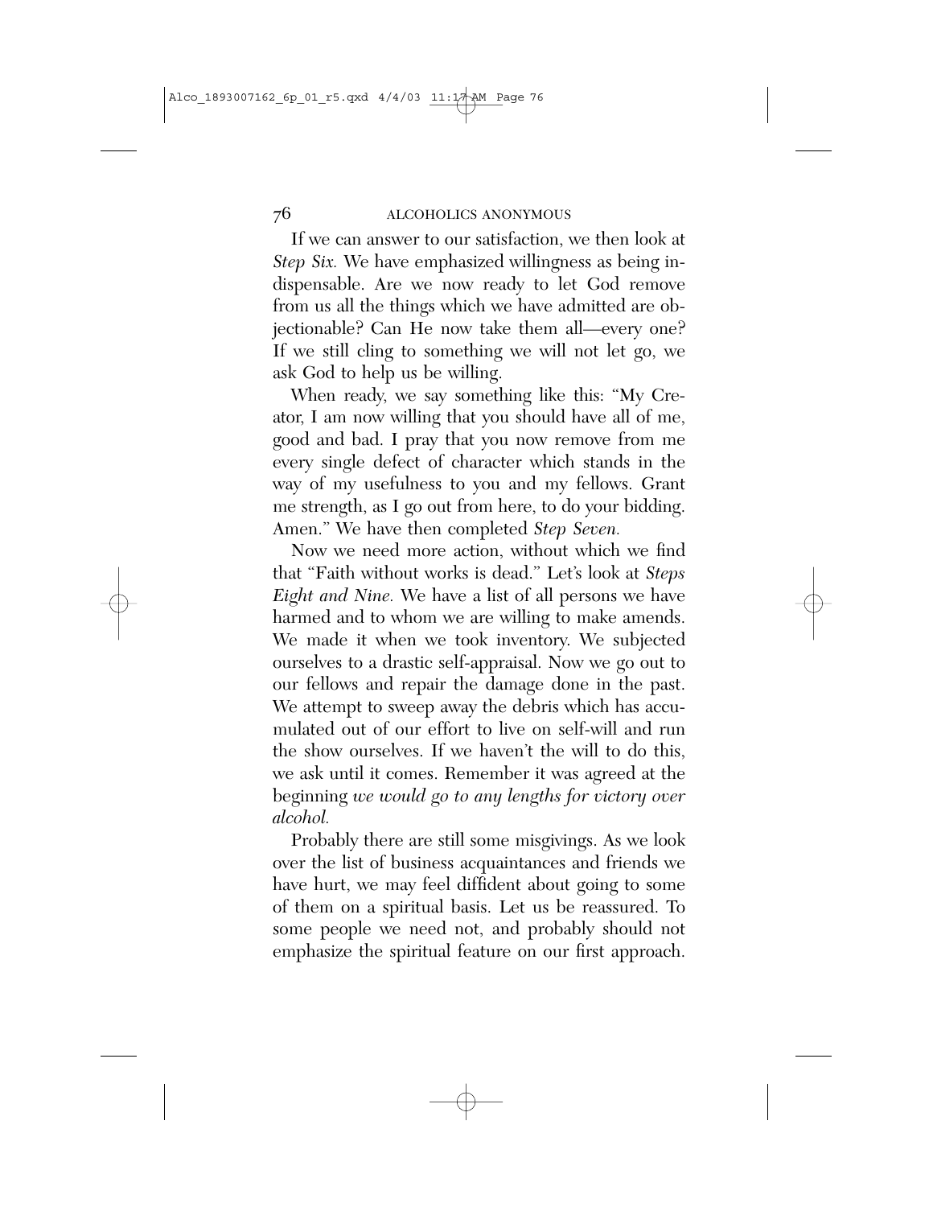If we can answer to our satisfaction, we then look at *Step Six.* We have emphasized willingness as being indispensable. Are we now ready to let God remove from us all the things which we have admitted are objectionable? Can He now take them all—every one? If we still cling to something we will not let go, we ask God to help us be willing.

When ready, we say something like this: "My Creator, I am now willing that you should have all of me, good and bad. I pray that you now remove from me every single defect of character which stands in the way of my usefulness to you and my fellows. Grant me strength, as I go out from here, to do your bidding. Amen." We have then completed *Step Seven.*

Now we need more action, without which we find that "Faith without works is dead." Let's look at *Steps Eight and Nine.* We have a list of all persons we have harmed and to whom we are willing to make amends. We made it when we took inventory. We subjected ourselves to a drastic self-appraisal. Now we go out to our fellows and repair the damage done in the past. We attempt to sweep away the debris which has accumulated out of our effort to live on self-will and run the show ourselves. If we haven't the will to do this, we ask until it comes. Remember it was agreed at the beginning *we would go to any lengths for victory over alcohol.*

Probably there are still some misgivings. As we look over the list of business acquaintances and friends we have hurt, we may feel diffident about going to some of them on a spiritual basis. Let us be reassured. To some people we need not, and probably should not emphasize the spiritual feature on our first approach.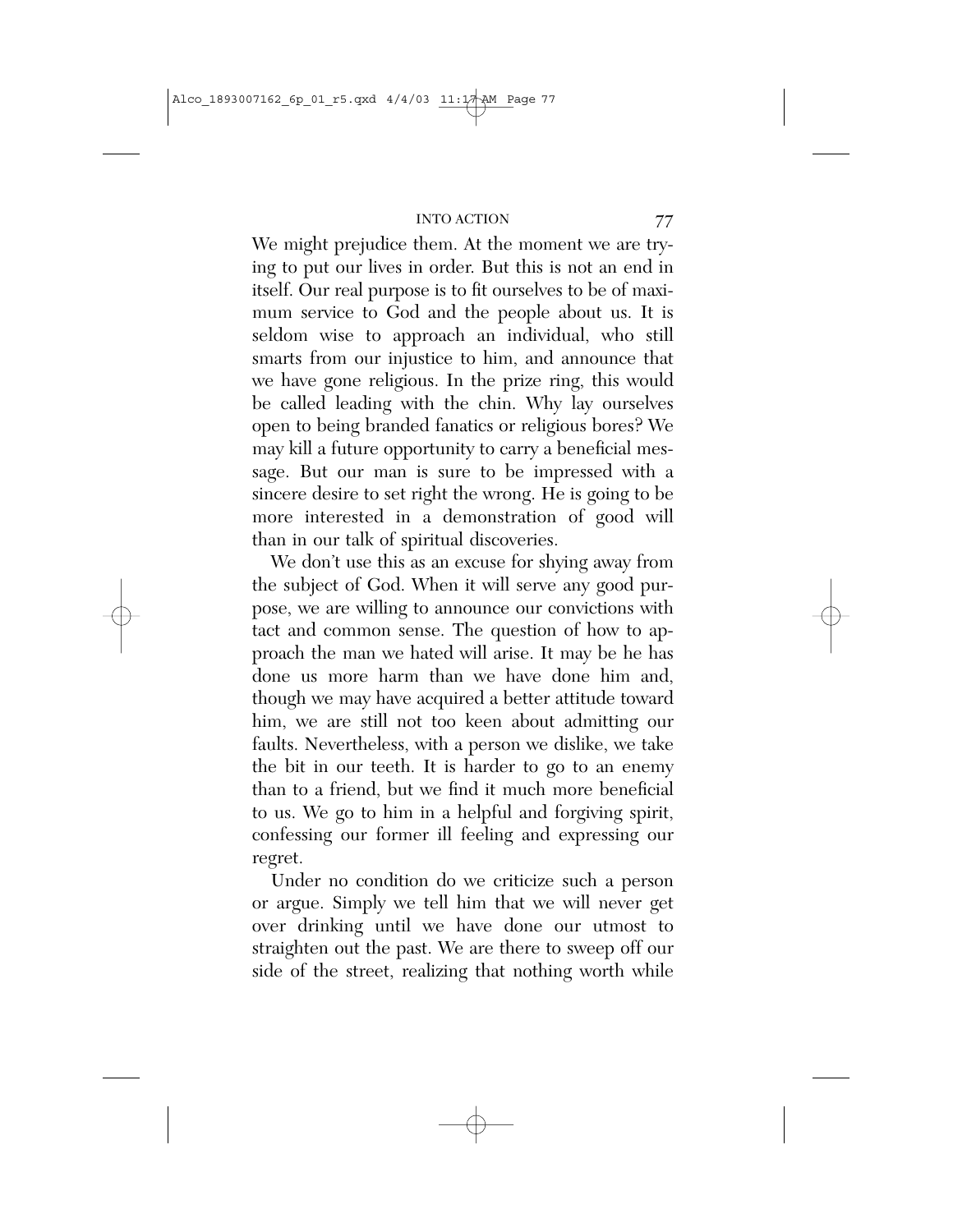We might prejudice them. At the moment we are trying to put our lives in order. But this is not an end in itself. Our real purpose is to fit ourselves to be of maximum service to God and the people about us. It is seldom wise to approach an individual, who still smarts from our injustice to him, and announce that we have gone religious. In the prize ring, this would be called leading with the chin. Why lay ourselves open to being branded fanatics or religious bores? We may kill a future opportunity to carry a beneficial message. But our man is sure to be impressed with a sincere desire to set right the wrong. He is going to be more interested in a demonstration of good will than in our talk of spiritual discoveries.

We don't use this as an excuse for shying away from the subject of God. When it will serve any good purpose, we are willing to announce our convictions with tact and common sense. The question of how to approach the man we hated will arise. It may be he has done us more harm than we have done him and, though we may have acquired a better attitude toward him, we are still not too keen about admitting our faults. Nevertheless, with a person we dislike, we take the bit in our teeth. It is harder to go to an enemy than to a friend, but we find it much more beneficial to us. We go to him in a helpful and forgiving spirit, confessing our former ill feeling and expressing our regret.

Under no condition do we criticize such a person or argue. Simply we tell him that we will never get over drinking until we have done our utmost to straighten out the past. We are there to sweep off our side of the street, realizing that nothing worth while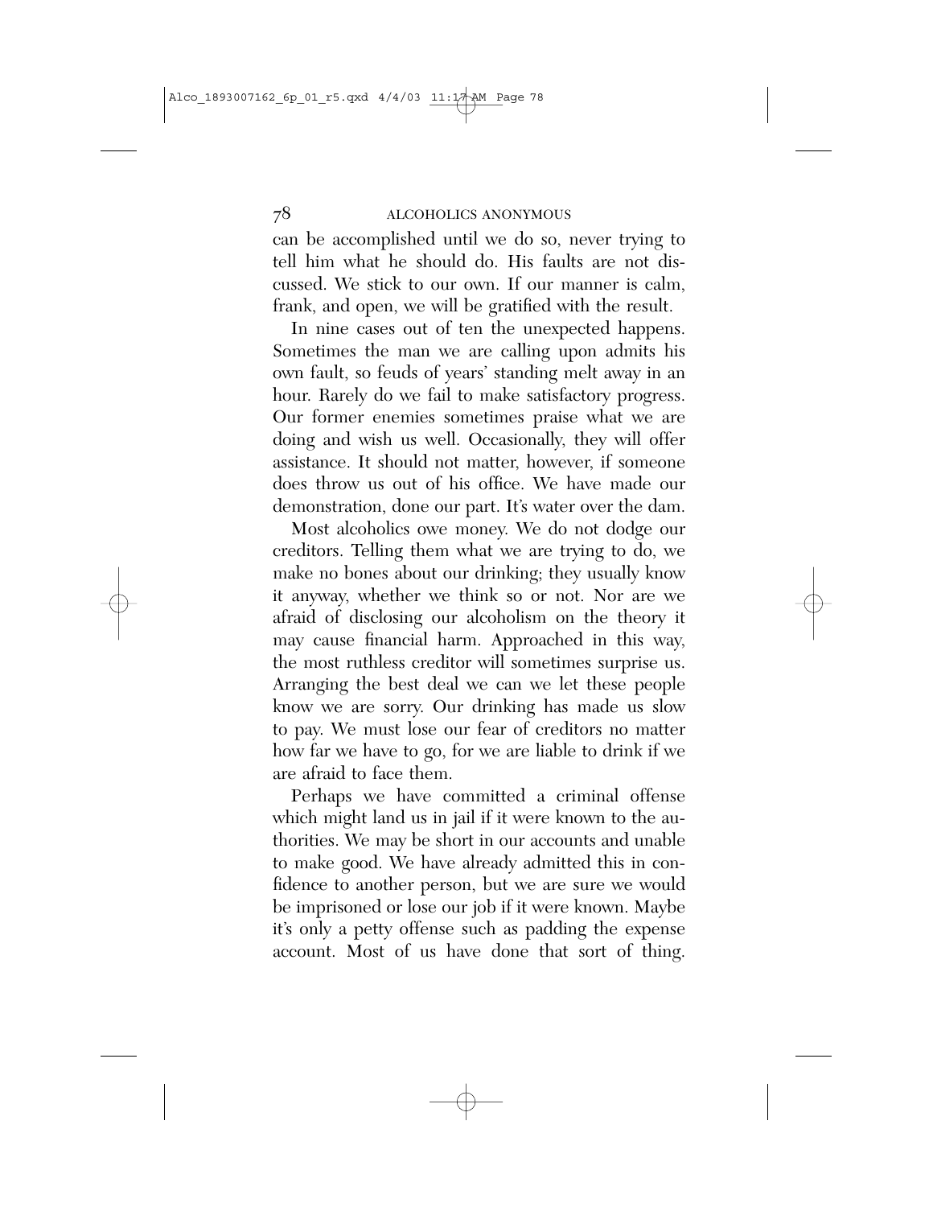can be accomplished until we do so, never trying to tell him what he should do. His faults are not discussed. We stick to our own. If our manner is calm, frank, and open, we will be gratified with the result.

In nine cases out of ten the unexpected happens. Sometimes the man we are calling upon admits his own fault, so feuds of years' standing melt away in an hour. Rarely do we fail to make satisfactory progress. Our former enemies sometimes praise what we are doing and wish us well. Occasionally, they will offer assistance. It should not matter, however, if someone does throw us out of his office. We have made our demonstration, done our part. It's water over the dam.

Most alcoholics owe money. We do not dodge our creditors. Telling them what we are trying to do, we make no bones about our drinking; they usually know it anyway, whether we think so or not. Nor are we afraid of disclosing our alcoholism on the theory it may cause financial harm. Approached in this way, the most ruthless creditor will sometimes surprise us. Arranging the best deal we can we let these people know we are sorry. Our drinking has made us slow to pay. We must lose our fear of creditors no matter how far we have to go, for we are liable to drink if we are afraid to face them.

Perhaps we have committed a criminal offense which might land us in jail if it were known to the authorities. We may be short in our accounts and unable to make good. We have already admitted this in confidence to another person, but we are sure we would be imprisoned or lose our job if it were known. Maybe it's only a petty offense such as padding the expense account. Most of us have done that sort of thing.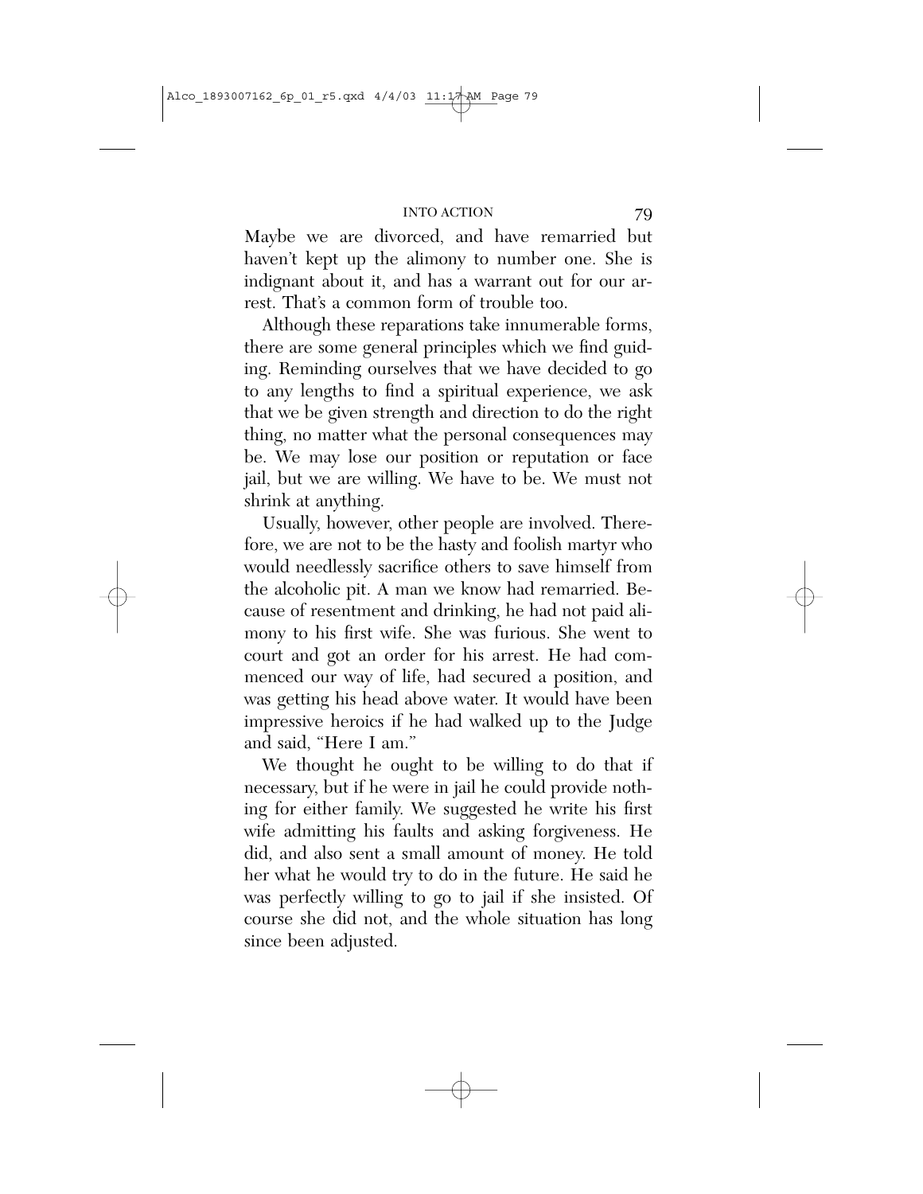Maybe we are divorced, and have remarried but haven't kept up the alimony to number one. She is indignant about it, and has a warrant out for our arrest. That's a common form of trouble too.

Although these reparations take innumerable forms, there are some general principles which we find guiding. Reminding ourselves that we have decided to go to any lengths to find a spiritual experience, we ask that we be given strength and direction to do the right thing, no matter what the personal consequences may be. We may lose our position or reputation or face jail, but we are willing. We have to be. We must not shrink at anything.

Usually, however, other people are involved. Therefore, we are not to be the hasty and foolish martyr who would needlessly sacrifice others to save himself from the alcoholic pit. A man we know had remarried. Because of resentment and drinking, he had not paid alimony to his first wife. She was furious. She went to court and got an order for his arrest. He had commenced our way of life, had secured a position, and was getting his head above water. It would have been impressive heroics if he had walked up to the Judge and said, "Here I am."

We thought he ought to be willing to do that if necessary, but if he were in jail he could provide nothing for either family. We suggested he write his first wife admitting his faults and asking forgiveness. He did, and also sent a small amount of money. He told her what he would try to do in the future. He said he was perfectly willing to go to jail if she insisted. Of course she did not, and the whole situation has long since been adjusted.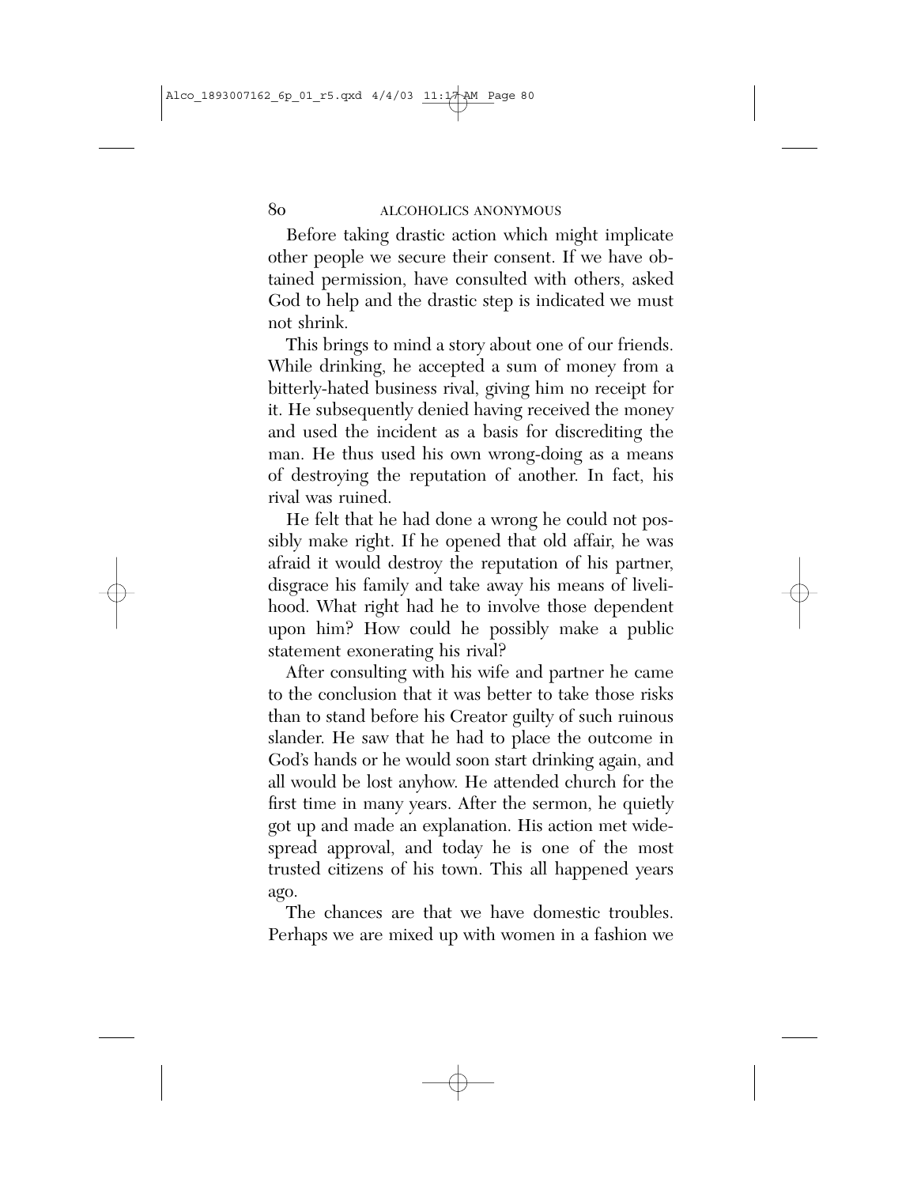Before taking drastic action which might implicate other people we secure their consent. If we have obtained permission, have consulted with others, asked God to help and the drastic step is indicated we must not shrink.

This brings to mind a story about one of our friends. While drinking, he accepted a sum of money from a bitterly-hated business rival, giving him no receipt for it. He subsequently denied having received the money and used the incident as a basis for discrediting the man. He thus used his own wrong-doing as a means of destroying the reputation of another. In fact, his rival was ruined.

He felt that he had done a wrong he could not possibly make right. If he opened that old affair, he was afraid it would destroy the reputation of his partner, disgrace his family and take away his means of livelihood. What right had he to involve those dependent upon him? How could he possibly make a public statement exonerating his rival?

After consulting with his wife and partner he came to the conclusion that it was better to take those risks than to stand before his Creator guilty of such ruinous slander. He saw that he had to place the outcome in God's hands or he would soon start drinking again, and all would be lost anyhow. He attended church for the first time in many years. After the sermon, he quietly got up and made an explanation. His action met widespread approval, and today he is one of the most trusted citizens of his town. This all happened years ago.

The chances are that we have domestic troubles. Perhaps we are mixed up with women in a fashion we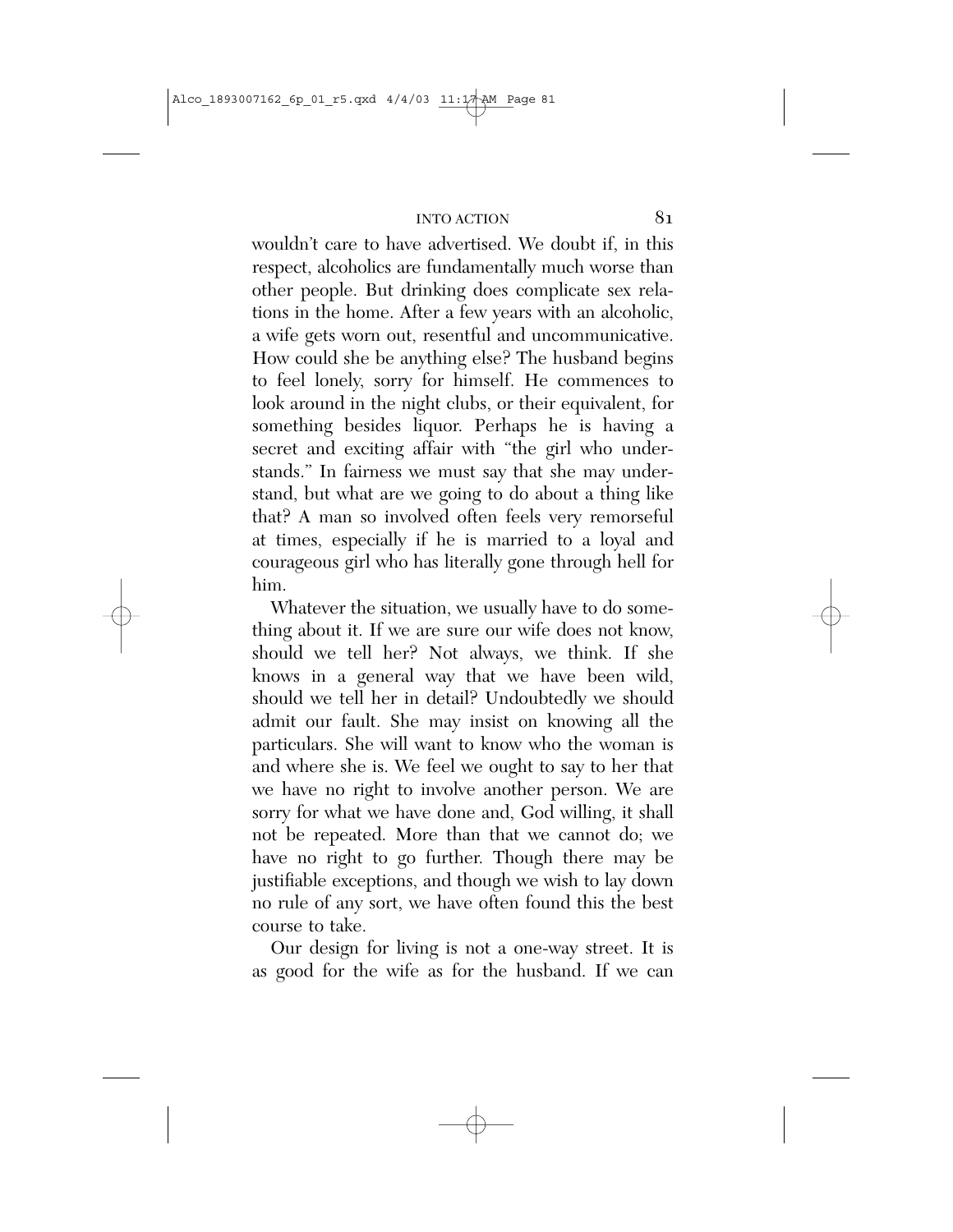wouldn't care to have advertised. We doubt if, in this respect, alcoholics are fundamentally much worse than other people. But drinking does complicate sex relations in the home. After a few years with an alcoholic, a wife gets worn out, resentful and uncommunicative. How could she be anything else? The husband begins to feel lonely, sorry for himself. He commences to look around in the night clubs, or their equivalent, for something besides liquor. Perhaps he is having a secret and exciting affair with "the girl who understands." In fairness we must say that she may understand, but what are we going to do about a thing like that? A man so involved often feels very remorseful at times, especially if he is married to a loyal and courageous girl who has literally gone through hell for him.

Whatever the situation, we usually have to do something about it. If we are sure our wife does not know, should we tell her? Not always, we think. If she knows in a general way that we have been wild, should we tell her in detail? Undoubtedly we should admit our fault. She may insist on knowing all the particulars. She will want to know who the woman is and where she is. We feel we ought to say to her that we have no right to involve another person. We are sorry for what we have done and, God willing, it shall not be repeated. More than that we cannot do; we have no right to go further. Though there may be justifiable exceptions, and though we wish to lay down no rule of any sort, we have often found this the best course to take.

Our design for living is not a one-way street. It is as good for the wife as for the husband. If we can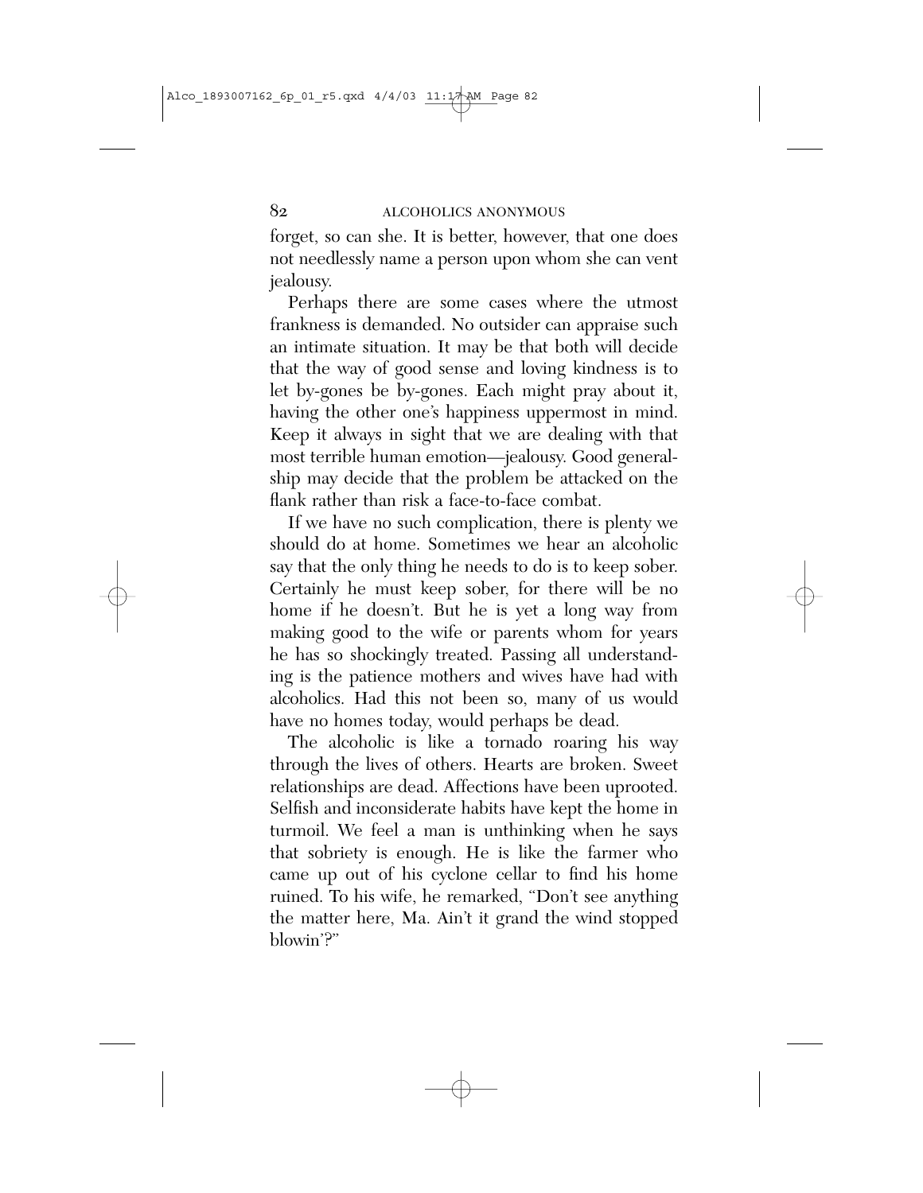forget, so can she. It is better, however, that one does not needlessly name a person upon whom she can vent jealousy.

Perhaps there are some cases where the utmost frankness is demanded. No outsider can appraise such an intimate situation. It may be that both will decide that the way of good sense and loving kindness is to let by-gones be by-gones. Each might pray about it, having the other one's happiness uppermost in mind. Keep it always in sight that we are dealing with that most terrible human emotion—jealousy. Good generalship may decide that the problem be attacked on the flank rather than risk a face-to-face combat.

If we have no such complication, there is plenty we should do at home. Sometimes we hear an alcoholic say that the only thing he needs to do is to keep sober. Certainly he must keep sober, for there will be no home if he doesn't. But he is yet a long way from making good to the wife or parents whom for years he has so shockingly treated. Passing all understanding is the patience mothers and wives have had with alcoholics. Had this not been so, many of us would have no homes today, would perhaps be dead.

The alcoholic is like a tornado roaring his way through the lives of others. Hearts are broken. Sweet relationships are dead. Affections have been uprooted. Selfish and inconsiderate habits have kept the home in turmoil. We feel a man is unthinking when he says that sobriety is enough. He is like the farmer who came up out of his cyclone cellar to find his home ruined. To his wife, he remarked, "Don't see anything the matter here, Ma. Ain't it grand the wind stopped blowin'?"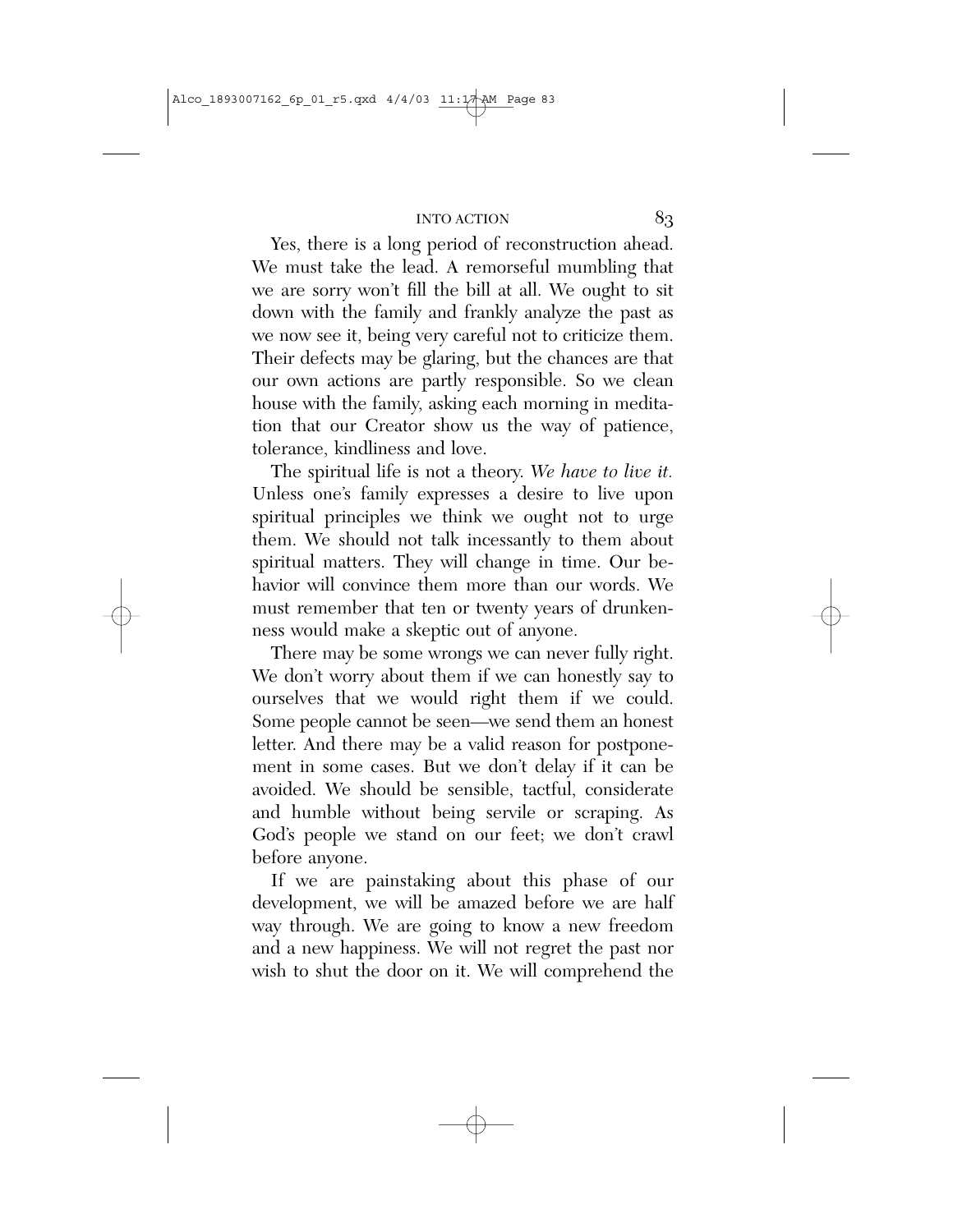Yes, there is a long period of reconstruction ahead. We must take the lead. A remorseful mumbling that we are sorry won't fill the bill at all. We ought to sit down with the family and frankly analyze the past as we now see it, being very careful not to criticize them. Their defects may be glaring, but the chances are that our own actions are partly responsible. So we clean house with the family, asking each morning in meditation that our Creator show us the way of patience, tolerance, kindliness and love.

The spiritual life is not a theory. *We have to live it.* Unless one's family expresses a desire to live upon spiritual principles we think we ought not to urge them. We should not talk incessantly to them about spiritual matters. They will change in time. Our behavior will convince them more than our words. We must remember that ten or twenty years of drunkenness would make a skeptic out of anyone.

There may be some wrongs we can never fully right. We don't worry about them if we can honestly say to ourselves that we would right them if we could. Some people cannot be seen—we send them an honest letter. And there may be a valid reason for postponement in some cases. But we don't delay if it can be avoided. We should be sensible, tactful, considerate and humble without being servile or scraping. As God's people we stand on our feet; we don't crawl before anyone.

If we are painstaking about this phase of our development, we will be amazed before we are half way through. We are going to know a new freedom and a new happiness. We will not regret the past nor wish to shut the door on it. We will comprehend the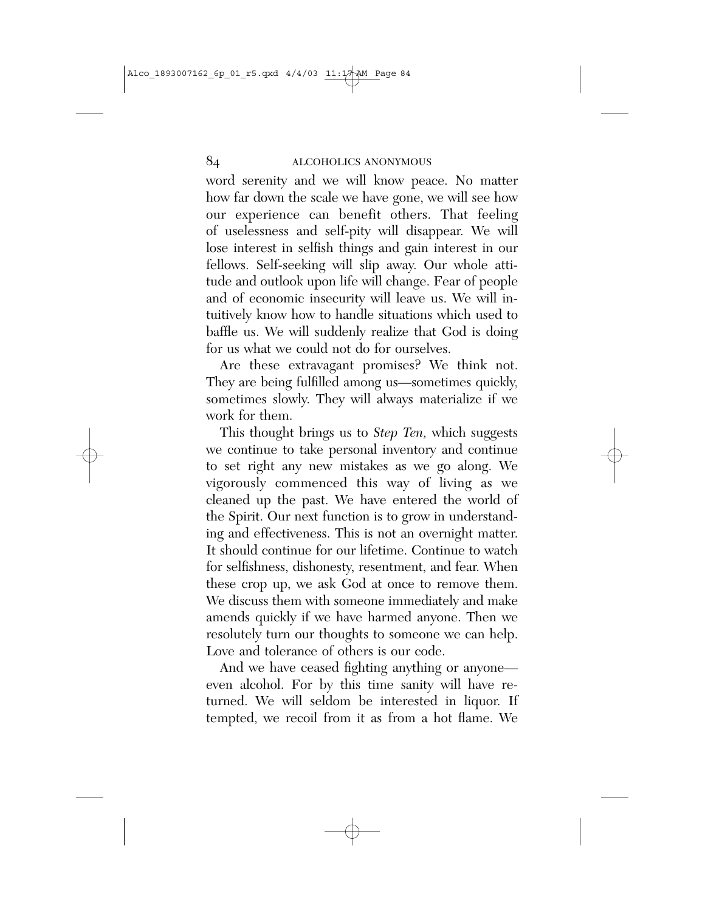word serenity and we will know peace. No matter how far down the scale we have gone, we will see how our experience can benefit others. That feeling of uselessness and self-pity will disappear. We will lose interest in selfish things and gain interest in our fellows. Self-seeking will slip away. Our whole attitude and outlook upon life will change. Fear of people and of economic insecurity will leave us. We will intuitively know how to handle situations which used to baffle us. We will suddenly realize that God is doing for us what we could not do for ourselves.

Are these extravagant promises? We think not. They are being fulfilled among us—sometimes quickly, sometimes slowly. They will always materialize if we work for them.

This thought brings us to *Step Ten,* which suggests we continue to take personal inventory and continue to set right any new mistakes as we go along. We vigorously commenced this way of living as we cleaned up the past. We have entered the world of the Spirit. Our next function is to grow in understanding and effectiveness. This is not an overnight matter. It should continue for our lifetime. Continue to watch for selfishness, dishonesty, resentment, and fear. When these crop up, we ask God at once to remove them. We discuss them with someone immediately and make amends quickly if we have harmed anyone. Then we resolutely turn our thoughts to someone we can help. Love and tolerance of others is our code.

And we have ceased fighting anything or anyone—even alcohol. For by this time sanity will have returned. We will seldom be interested in liquor. If tempted, we recoil from it as from a hot flame. We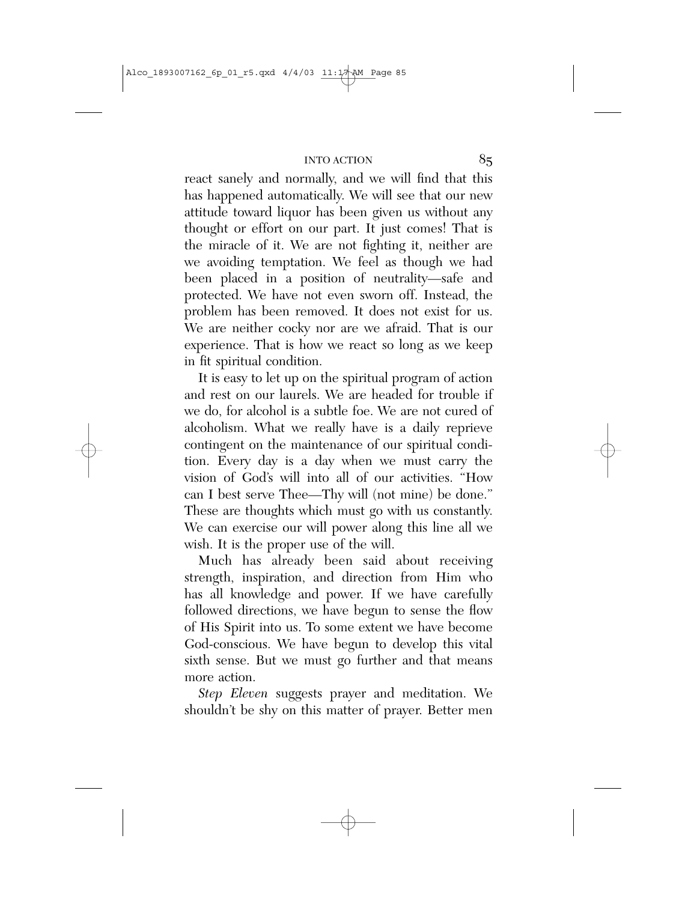react sanely and normally, and we will find that this has happened automatically. We will see that our new attitude toward liquor has been given us without any thought or effort on our part. It just comes! That is the miracle of it. We are not fighting it, neither are we avoiding temptation. We feel as though we had been placed in a position of neutrality—safe and protected. We have not even sworn off. Instead, the problem has been removed. It does not exist for us. We are neither cocky nor are we afraid. That is our experience. That is how we react so long as we keep in fit spiritual condition.

It is easy to let up on the spiritual program of action and rest on our laurels. We are headed for trouble if we do, for alcohol is a subtle foe. We are not cured of alcoholism. What we really have is a daily reprieve contingent on the maintenance of our spiritual condition. Every day is a day when we must carry the vision of God's will into all of our activities. "How can I best serve Thee—Thy will (not mine) be done." These are thoughts which must go with us constantly. We can exercise our will power along this line all we wish. It is the proper use of the will.

Much has already been said about receiving strength, inspiration, and direction from Him who has all knowledge and power. If we have carefully followed directions, we have begun to sense the flow of His Spirit into us. To some extent we have become God-conscious. We have begun to develop this vital sixth sense. But we must go further and that means more action.

*Step Eleven* suggests prayer and meditation. We shouldn't be shy on this matter of prayer. Better men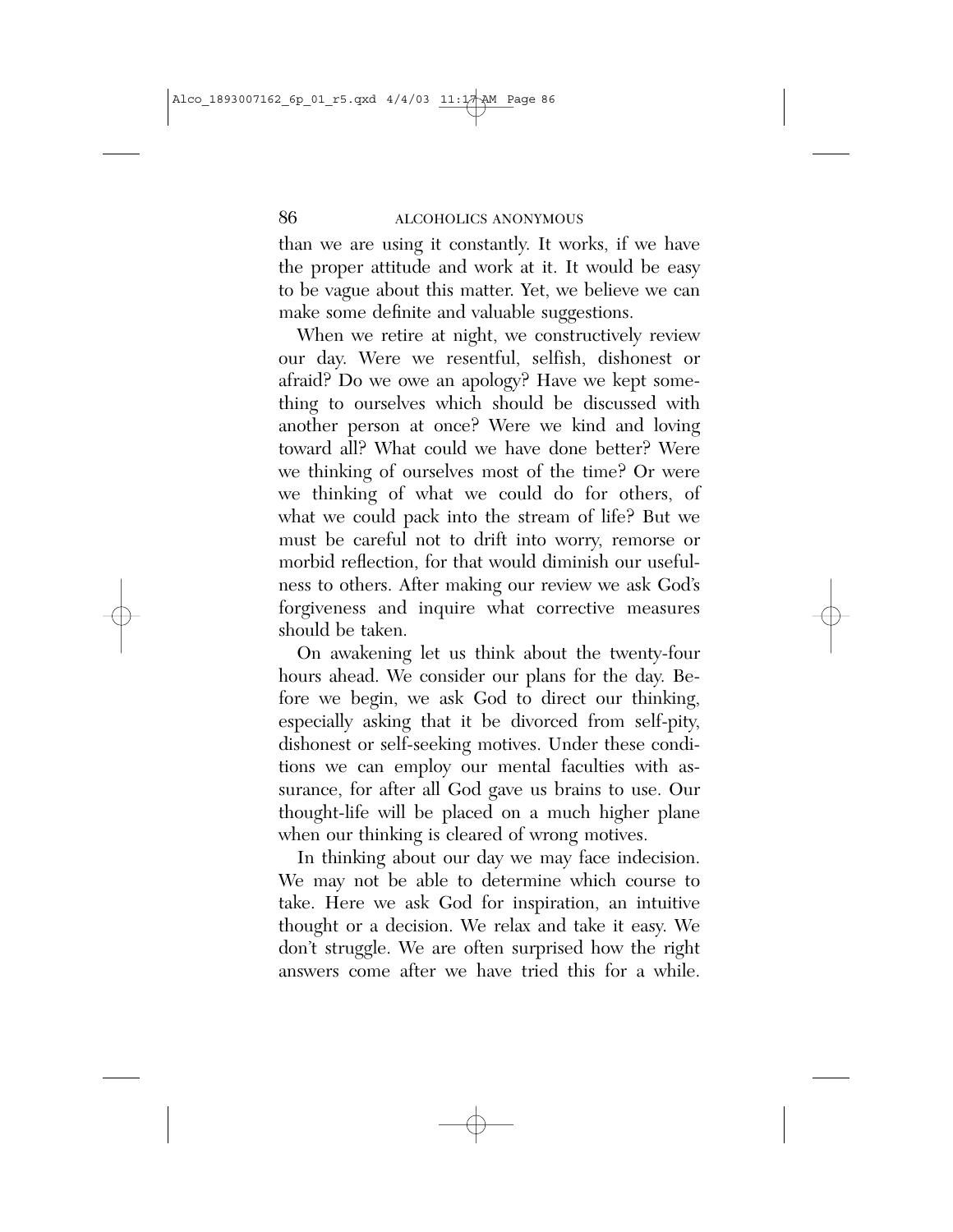than we are using it constantly. It works, if we have the proper attitude and work at it. It would be easy to be vague about this matter. Yet, we believe we can make some definite and valuable suggestions.

When we retire at night, we constructively review our day. Were we resentful, selfish, dishonest or afraid? Do we owe an apology? Have we kept something to ourselves which should be discussed with another person at once? Were we kind and loving toward all? What could we have done better? Were we thinking of ourselves most of the time? Or were we thinking of what we could do for others, of what we could pack into the stream of life? But we must be careful not to drift into worry, remorse or morbid reflection, for that would diminish our usefulness to others. After making our review we ask God's forgiveness and inquire what corrective measures should be taken.

On awakening let us think about the twenty-four hours ahead. We consider our plans for the day. Before we begin, we ask God to direct our thinking, especially asking that it be divorced from self-pity, dishonest or self-seeking motives. Under these conditions we can employ our mental faculties with assurance, for after all God gave us brains to use. Our thought-life will be placed on a much higher plane when our thinking is cleared of wrong motives.

In thinking about our day we may face indecision. We may not be able to determine which course to take. Here we ask God for inspiration, an intuitive thought or a decision. We relax and take it easy. We don't struggle. We are often surprised how the right answers come after we have tried this for a while.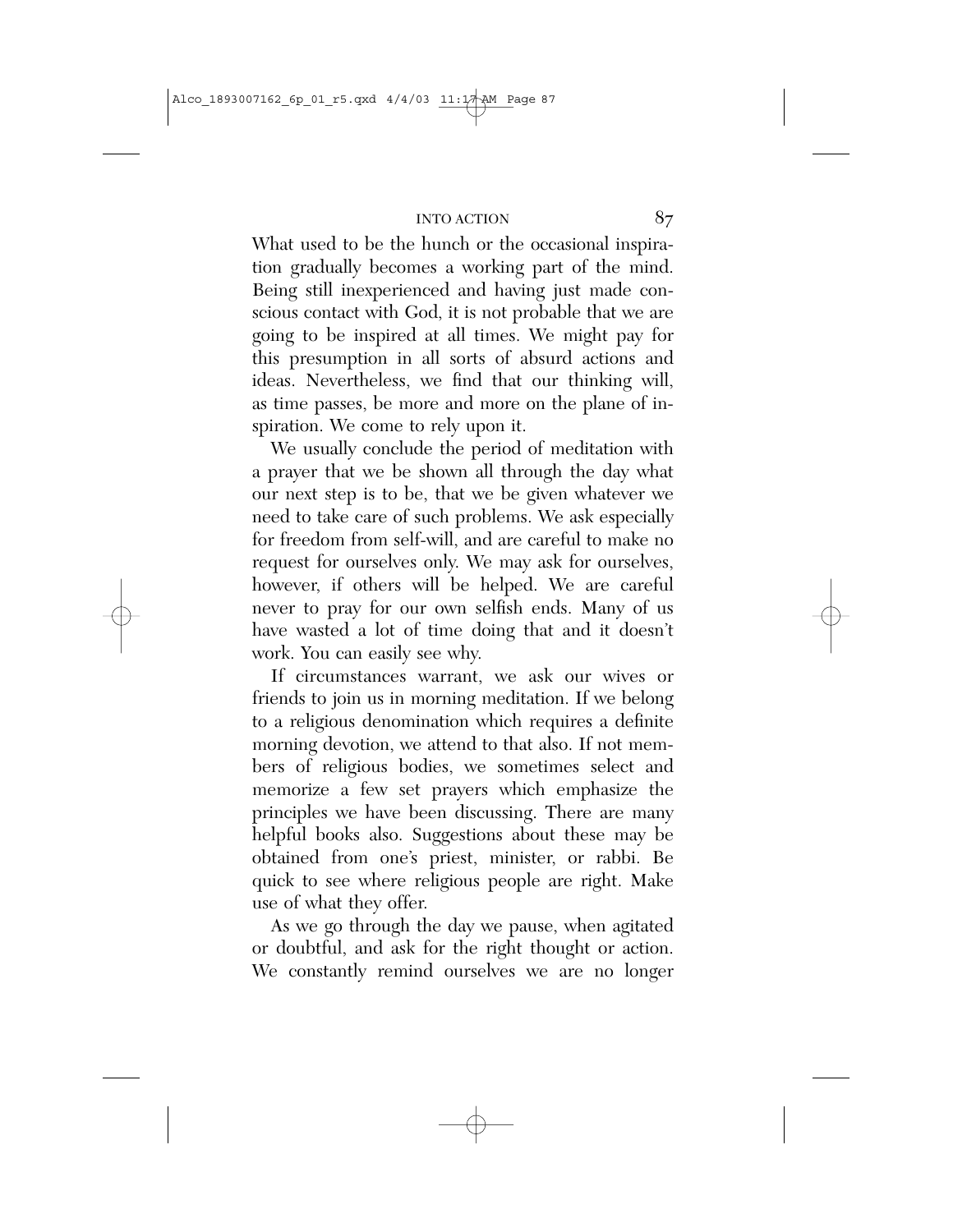What used to be the hunch or the occasional inspiration gradually becomes a working part of the mind. Being still inexperienced and having just made conscious contact with God, it is not probable that we are going to be inspired at all times. We might pay for this presumption in all sorts of absurd actions and ideas. Nevertheless, we find that our thinking will, as time passes, be more and more on the plane of inspiration. We come to rely upon it.

We usually conclude the period of meditation with a prayer that we be shown all through the day what our next step is to be, that we be given whatever we need to take care of such problems. We ask especially for freedom from self-will, and are careful to make no request for ourselves only. We may ask for ourselves, however, if others will be helped. We are careful never to pray for our own selfish ends. Many of us have wasted a lot of time doing that and it doesn't work. You can easily see why.

If circumstances warrant, we ask our wives or friends to join us in morning meditation. If we belong to a religious denomination which requires a definite morning devotion, we attend to that also. If not members of religious bodies, we sometimes select and memorize a few set prayers which emphasize the principles we have been discussing. There are many helpful books also. Suggestions about these may be obtained from one's priest, minister, or rabbi. Be quick to see where religious people are right. Make use of what they offer.

As we go through the day we pause, when agitated or doubtful, and ask for the right thought or action. We constantly remind ourselves we are no longer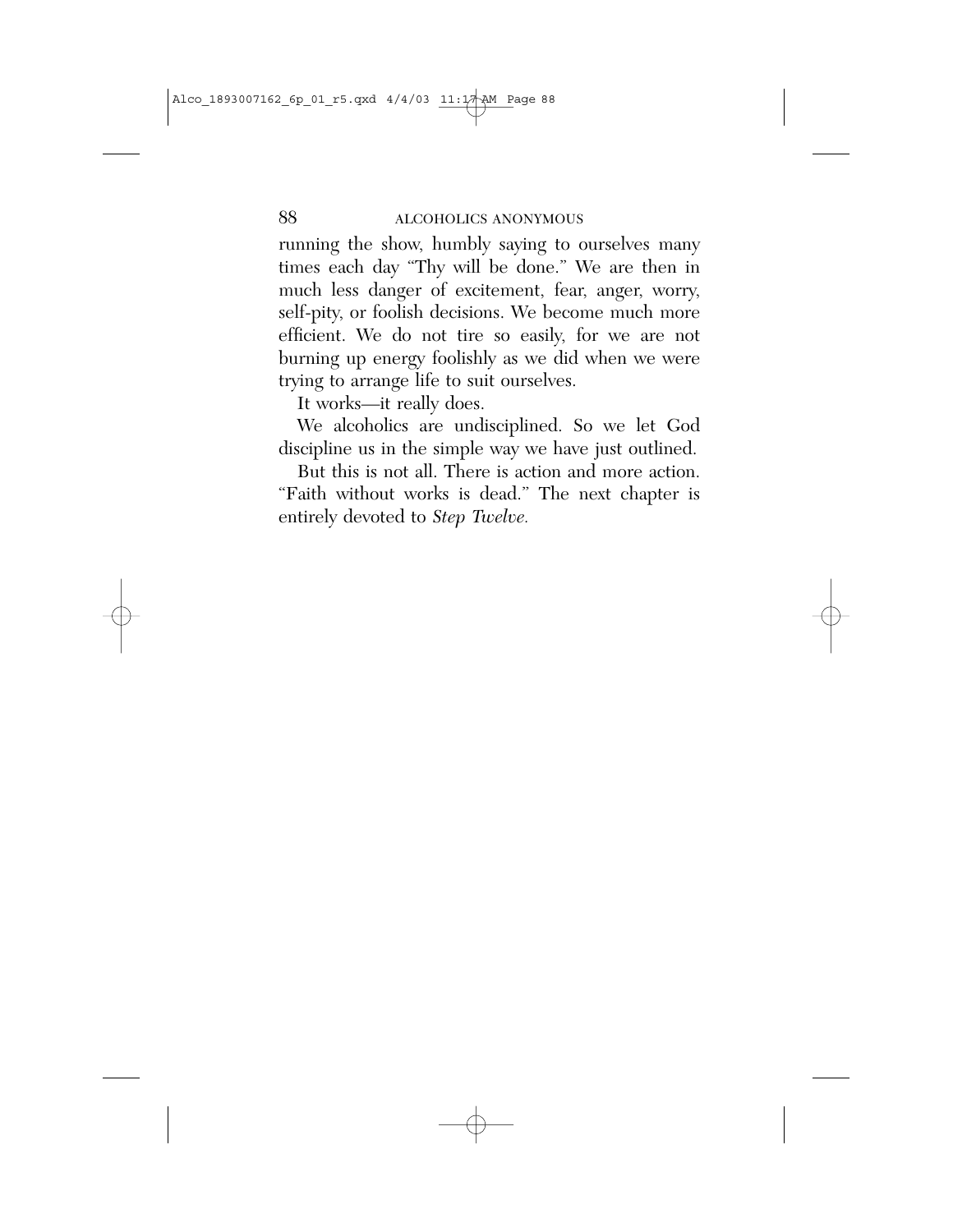running the show, humbly saying to ourselves many times each day "Thy will be done." We are then in much less danger of excitement, fear, anger, worry, self-pity, or foolish decisions. We become much more efficient. We do not tire so easily, for we are not burning up energy foolishly as we did when we were trying to arrange life to suit ourselves.

It works—it really does.

We alcoholics are undisciplined. So we let God discipline us in the simple way we have just outlined.

But this is not all. There is action and more action. "Faith without works is dead." The next chapter is entirely devoted to *Step Twelve.*